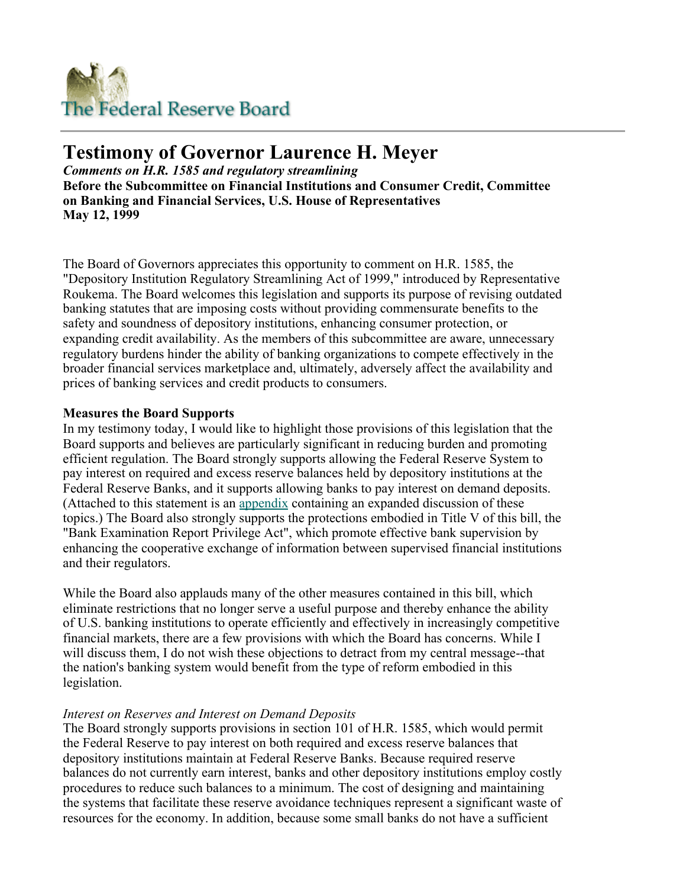# The Federal Reserve Board

## Testimony of Governor Laurence H. Meyer

***Comments on H.R. 1585 and regulatory streamlining***

**Before the Subcommittee on Financial Institutions and Consumer Credit, Committee on Banking and Financial Services, U.S. House of Representatives**

**May 12, 1999**

The Board of Governors appreciates this opportunity to comment on H.R. 1585, the "Depository Institution Regulatory Streamlining Act of 1999," introduced by Representative Roukema. The Board welcomes this legislation and supports its purpose of revising outdated banking statutes that are imposing costs without providing commensurate benefits to the safety and soundness of depository institutions, enhancing consumer protection, or expanding credit availability. As the members of this subcommittee are aware, unnecessary regulatory burdens hinder the ability of banking organizations to compete effectively in the broader financial services marketplace and, ultimately, adversely affect the availability and prices of banking services and credit products to consumers.

**Measures the Board Supports**

In my testimony today, I would like to highlight those provisions of this legislation that the Board supports and believes are particularly significant in reducing burden and promoting efficient regulation. The Board strongly supports allowing the Federal Reserve System to pay interest on required and excess reserve balances held by depository institutions at the Federal Reserve Banks, and it supports allowing banks to pay interest on demand deposits. (Attached to this statement is an appendix containing an expanded discussion of these topics.) The Board also strongly supports the protections embodied in Title V of this bill, the "Bank Examination Report Privilege Act", which promote effective bank supervision by enhancing the cooperative exchange of information between supervised financial institutions and their regulators.

While the Board also applauds many of the other measures contained in this bill, which eliminate restrictions that no longer serve a useful purpose and thereby enhance the ability of U.S. banking institutions to operate efficiently and effectively in increasingly competitive financial markets, there are a few provisions with which the Board has concerns. While I will discuss them, I do not wish these objections to detract from my central message--that the nation's banking system would benefit from the type of reform embodied in this legislation.

*Interest on Reserves and Interest on Demand Deposits*

The Board strongly supports provisions in section 101 of H.R. 1585, which would permit the Federal Reserve to pay interest on both required and excess reserve balances that depository institutions maintain at Federal Reserve Banks. Because required reserve balances do not currently earn interest, banks and other depository institutions employ costly procedures to reduce such balances to a minimum. The cost of designing and maintaining the systems that facilitate these reserve avoidance techniques represent a significant waste of resources for the economy. In addition, because some small banks do not have a sufficient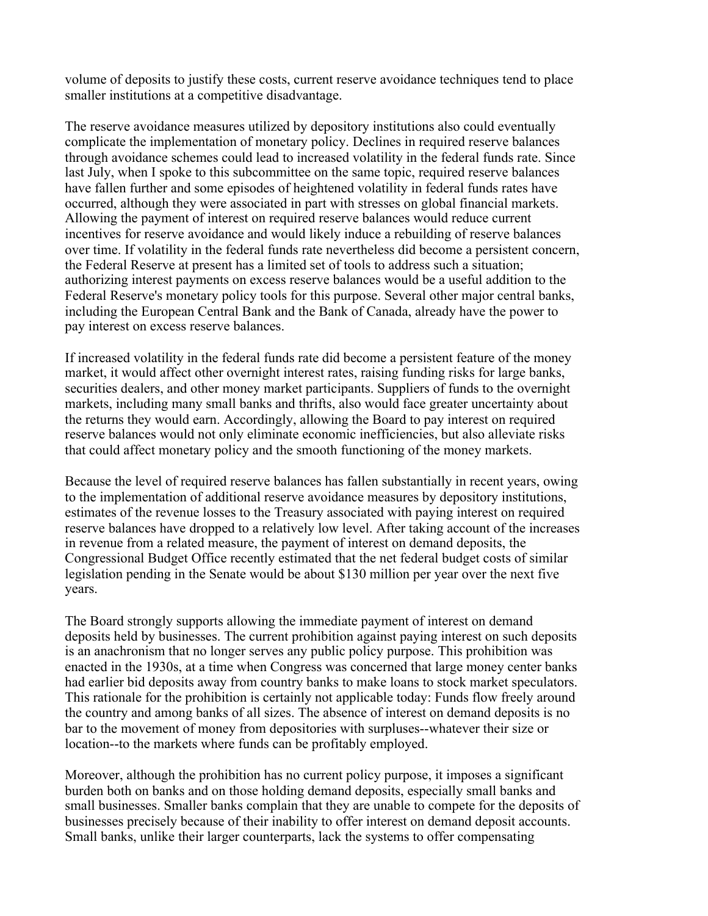volume of deposits to justify these costs, current reserve avoidance techniques tend to place smaller institutions at a competitive disadvantage.

The reserve avoidance measures utilized by depository institutions also could eventually complicate the implementation of monetary policy. Declines in required reserve balances through avoidance schemes could lead to increased volatility in the federal funds rate. Since last July, when I spoke to this subcommittee on the same topic, required reserve balances have fallen further and some episodes of heightened volatility in federal funds rates have occurred, although they were associated in part with stresses on global financial markets. Allowing the payment of interest on required reserve balances would reduce current incentives for reserve avoidance and would likely induce a rebuilding of reserve balances over time. If volatility in the federal funds rate nevertheless did become a persistent concern, the Federal Reserve at present has a limited set of tools to address such a situation; authorizing interest payments on excess reserve balances would be a useful addition to the Federal Reserve's monetary policy tools for this purpose. Several other major central banks, including the European Central Bank and the Bank of Canada, already have the power to pay interest on excess reserve balances.

If increased volatility in the federal funds rate did become a persistent feature of the money market, it would affect other overnight interest rates, raising funding risks for large banks, securities dealers, and other money market participants. Suppliers of funds to the overnight markets, including many small banks and thrifts, also would face greater uncertainty about the returns they would earn. Accordingly, allowing the Board to pay interest on required reserve balances would not only eliminate economic inefficiencies, but also alleviate risks that could affect monetary policy and the smooth functioning of the money markets.

Because the level of required reserve balances has fallen substantially in recent years, owing to the implementation of additional reserve avoidance measures by depository institutions, estimates of the revenue losses to the Treasury associated with paying interest on required reserve balances have dropped to a relatively low level. After taking account of the increases in revenue from a related measure, the payment of interest on demand deposits, the Congressional Budget Office recently estimated that the net federal budget costs of similar legislation pending in the Senate would be about $130 million per year over the next five years.

The Board strongly supports allowing the immediate payment of interest on demand deposits held by businesses. The current prohibition against paying interest on such deposits is an anachronism that no longer serves any public policy purpose. This prohibition was enacted in the 1930s, at a time when Congress was concerned that large money center banks had earlier bid deposits away from country banks to make loans to stock market speculators. This rationale for the prohibition is certainly not applicable today: Funds flow freely around the country and among banks of all sizes. The absence of interest on demand deposits is no bar to the movement of money from depositories with surpluses--whatever their size or location--to the markets where funds can be profitably employed.

Moreover, although the prohibition has no current policy purpose, it imposes a significant burden both on banks and on those holding demand deposits, especially small banks and small businesses. Smaller banks complain that they are unable to compete for the deposits of businesses precisely because of their inability to offer interest on demand deposit accounts. Small banks, unlike their larger counterparts, lack the systems to offer compensating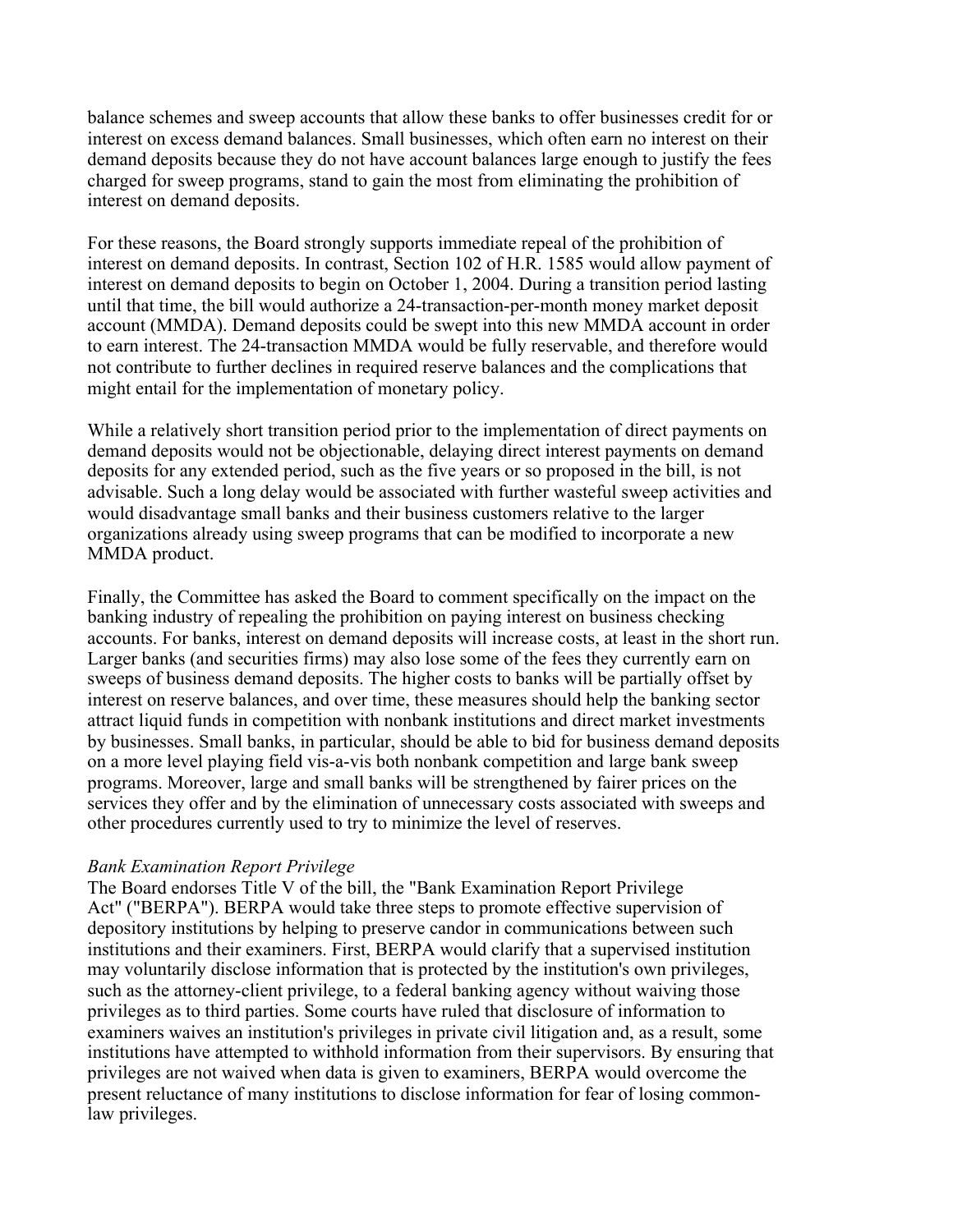balance schemes and sweep accounts that allow these banks to offer businesses credit for or interest on excess demand balances. Small businesses, which often earn no interest on their demand deposits because they do not have account balances large enough to justify the fees charged for sweep programs, stand to gain the most from eliminating the prohibition of interest on demand deposits.

For these reasons, the Board strongly supports immediate repeal of the prohibition of interest on demand deposits. In contrast, Section 102 of H.R. 1585 would allow payment of interest on demand deposits to begin on October 1, 2004. During a transition period lasting until that time, the bill would authorize a 24-transaction-per-month money market deposit account (MMDA). Demand deposits could be swept into this new MMDA account in order to earn interest. The 24-transaction MMDA would be fully reservable, and therefore would not contribute to further declines in required reserve balances and the complications that might entail for the implementation of monetary policy.

While a relatively short transition period prior to the implementation of direct payments on demand deposits would not be objectionable, delaying direct interest payments on demand deposits for any extended period, such as the five years or so proposed in the bill, is not advisable. Such a long delay would be associated with further wasteful sweep activities and would disadvantage small banks and their business customers relative to the larger organizations already using sweep programs that can be modified to incorporate a new MMDA product.

Finally, the Committee has asked the Board to comment specifically on the impact on the banking industry of repealing the prohibition on paying interest on business checking accounts. For banks, interest on demand deposits will increase costs, at least in the short run. Larger banks (and securities firms) may also lose some of the fees they currently earn on sweeps of business demand deposits. The higher costs to banks will be partially offset by interest on reserve balances, and over time, these measures should help the banking sector attract liquid funds in competition with nonbank institutions and direct market investments by businesses. Small banks, in particular, should be able to bid for business demand deposits on a more level playing field vis-a-vis both nonbank competition and large bank sweep programs. Moreover, large and small banks will be strengthened by fairer prices on the services they offer and by the elimination of unnecessary costs associated with sweeps and other procedures currently used to try to minimize the level of reserves.

*Bank Examination Report Privilege*

The Board endorses Title V of the bill, the "Bank Examination Report Privilege Act" ("BERPA"). BERPA would take three steps to promote effective supervision of depository institutions by helping to preserve candor in communications between such institutions and their examiners. First, BERPA would clarify that a supervised institution may voluntarily disclose information that is protected by the institution's own privileges, such as the attorney-client privilege, to a federal banking agency without waiving those privileges as to third parties. Some courts have ruled that disclosure of information to examiners waives an institution's privileges in private civil litigation and, as a result, some institutions have attempted to withhold information from their supervisors. By ensuring that privileges are not waived when data is given to examiners, BERPA would overcome the present reluctance of many institutions to disclose information for fear of losing common-law privileges.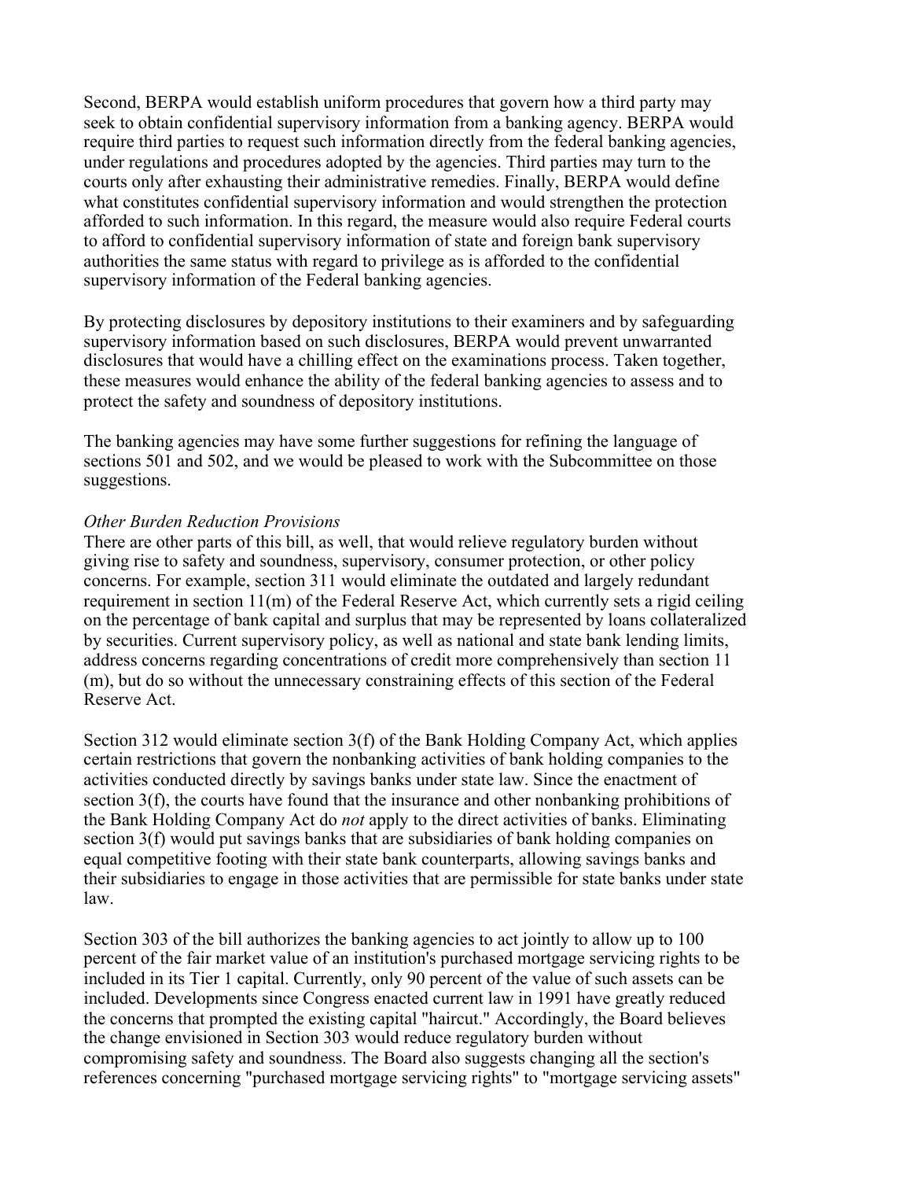Second, BERPA would establish uniform procedures that govern how a third party may seek to obtain confidential supervisory information from a banking agency. BERPA would require third parties to request such information directly from the federal banking agencies, under regulations and procedures adopted by the agencies. Third parties may turn to the courts only after exhausting their administrative remedies. Finally, BERPA would define what constitutes confidential supervisory information and would strengthen the protection afforded to such information. In this regard, the measure would also require Federal courts to afford to confidential supervisory information of state and foreign bank supervisory authorities the same status with regard to privilege as is afforded to the confidential supervisory information of the Federal banking agencies.

By protecting disclosures by depository institutions to their examiners and by safeguarding supervisory information based on such disclosures, BERPA would prevent unwarranted disclosures that would have a chilling effect on the examinations process. Taken together, these measures would enhance the ability of the federal banking agencies to assess and to protect the safety and soundness of depository institutions.

The banking agencies may have some further suggestions for refining the language of sections 501 and 502, and we would be pleased to work with the Subcommittee on those suggestions.

*Other Burden Reduction Provisions*

There are other parts of this bill, as well, that would relieve regulatory burden without giving rise to safety and soundness, supervisory, consumer protection, or other policy concerns. For example, section 311 would eliminate the outdated and largely redundant requirement in section 11(m) of the Federal Reserve Act, which currently sets a rigid ceiling on the percentage of bank capital and surplus that may be represented by loans collateralized by securities. Current supervisory policy, as well as national and state bank lending limits, address concerns regarding concentrations of credit more comprehensively than section 11 (m), but do so without the unnecessary constraining effects of this section of the Federal Reserve Act.

Section 312 would eliminate section 3(f) of the Bank Holding Company Act, which applies certain restrictions that govern the nonbanking activities of bank holding companies to the activities conducted directly by savings banks under state law. Since the enactment of section 3(f), the courts have found that the insurance and other nonbanking prohibitions of the Bank Holding Company Act do *not* apply to the direct activities of banks. Eliminating section 3(f) would put savings banks that are subsidiaries of bank holding companies on equal competitive footing with their state bank counterparts, allowing savings banks and their subsidiaries to engage in those activities that are permissible for state banks under state law.

Section 303 of the bill authorizes the banking agencies to act jointly to allow up to 100 percent of the fair market value of an institution's purchased mortgage servicing rights to be included in its Tier 1 capital. Currently, only 90 percent of the value of such assets can be included. Developments since Congress enacted current law in 1991 have greatly reduced the concerns that prompted the existing capital "haircut." Accordingly, the Board believes the change envisioned in Section 303 would reduce regulatory burden without compromising safety and soundness. The Board also suggests changing all the section's references concerning "purchased mortgage servicing rights" to "mortgage servicing assets"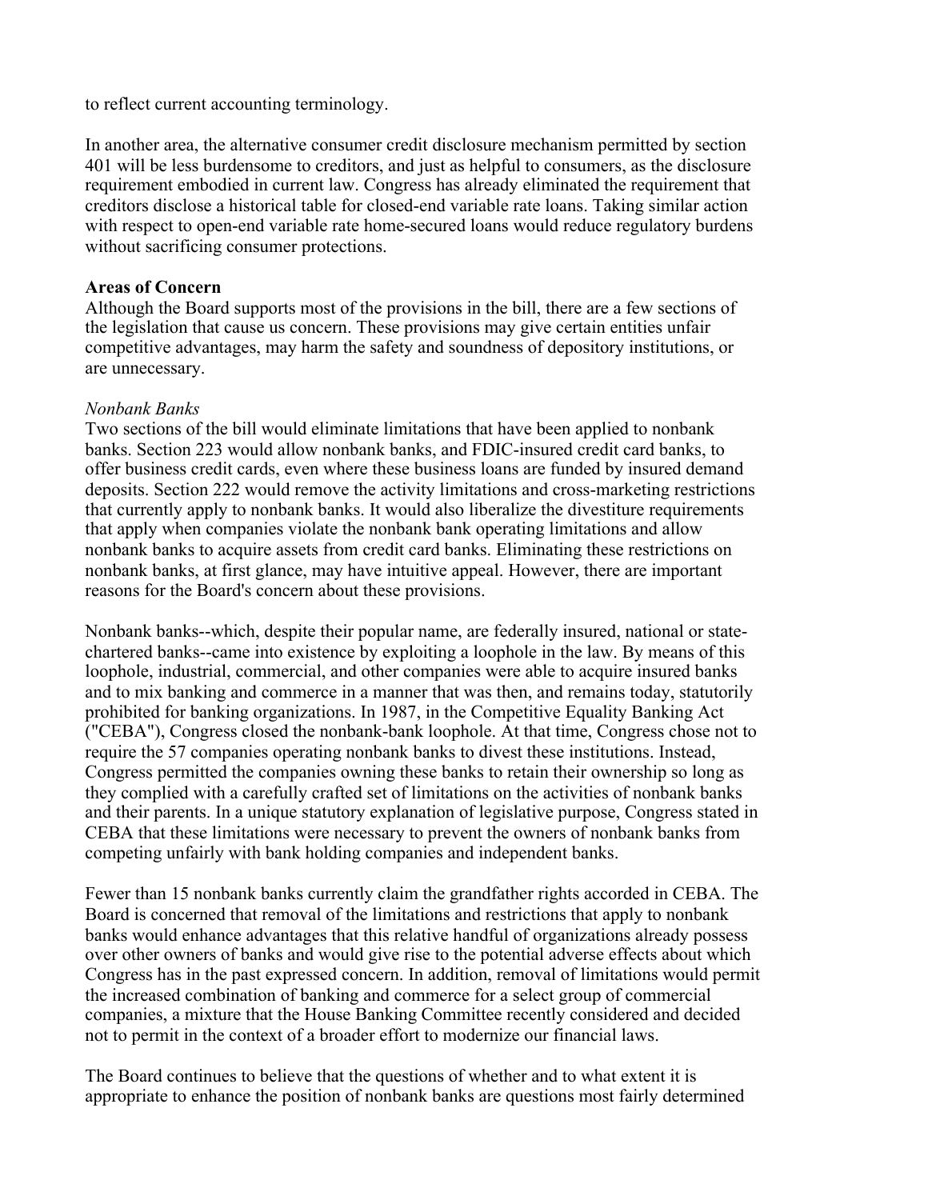to reflect current accounting terminology.

In another area, the alternative consumer credit disclosure mechanism permitted by section 401 will be less burdensome to creditors, and just as helpful to consumers, as the disclosure requirement embodied in current law. Congress has already eliminated the requirement that creditors disclose a historical table for closed-end variable rate loans. Taking similar action with respect to open-end variable rate home-secured loans would reduce regulatory burdens without sacrificing consumer protections.

**Areas of Concern**

Although the Board supports most of the provisions in the bill, there are a few sections of the legislation that cause us concern. These provisions may give certain entities unfair competitive advantages, may harm the safety and soundness of depository institutions, or are unnecessary.

*Nonbank Banks*

Two sections of the bill would eliminate limitations that have been applied to nonbank banks. Section 223 would allow nonbank banks, and FDIC-insured credit card banks, to offer business credit cards, even where these business loans are funded by insured demand deposits. Section 222 would remove the activity limitations and cross-marketing restrictions that currently apply to nonbank banks. It would also liberalize the divestiture requirements that apply when companies violate the nonbank bank operating limitations and allow nonbank banks to acquire assets from credit card banks. Eliminating these restrictions on nonbank banks, at first glance, may have intuitive appeal. However, there are important reasons for the Board's concern about these provisions.

Nonbank banks--which, despite their popular name, are federally insured, national or state-chartered banks--came into existence by exploiting a loophole in the law. By means of this loophole, industrial, commercial, and other companies were able to acquire insured banks and to mix banking and commerce in a manner that was then, and remains today, statutorily prohibited for banking organizations. In 1987, in the Competitive Equality Banking Act ("CEBA"), Congress closed the nonbank-bank loophole. At that time, Congress chose not to require the 57 companies operating nonbank banks to divest these institutions. Instead, Congress permitted the companies owning these banks to retain their ownership so long as they complied with a carefully crafted set of limitations on the activities of nonbank banks and their parents. In a unique statutory explanation of legislative purpose, Congress stated in CEBA that these limitations were necessary to prevent the owners of nonbank banks from competing unfairly with bank holding companies and independent banks.

Fewer than 15 nonbank banks currently claim the grandfather rights accorded in CEBA. The Board is concerned that removal of the limitations and restrictions that apply to nonbank banks would enhance advantages that this relative handful of organizations already possess over other owners of banks and would give rise to the potential adverse effects about which Congress has in the past expressed concern. In addition, removal of limitations would permit the increased combination of banking and commerce for a select group of commercial companies, a mixture that the House Banking Committee recently considered and decided not to permit in the context of a broader effort to modernize our financial laws.

The Board continues to believe that the questions of whether and to what extent it is appropriate to enhance the position of nonbank banks are questions most fairly determined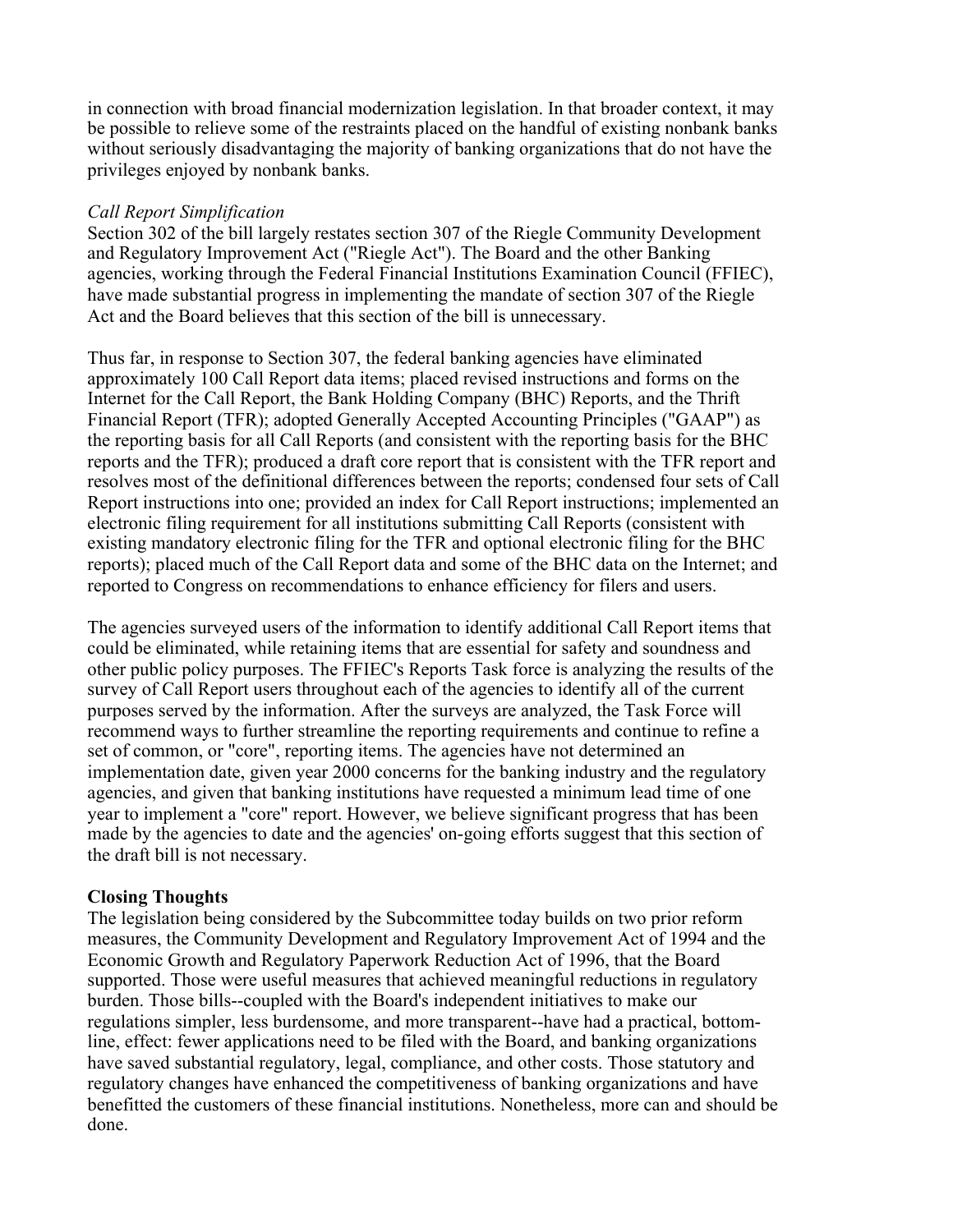in connection with broad financial modernization legislation. In that broader context, it may be possible to relieve some of the restraints placed on the handful of existing nonbank banks without seriously disadvantaging the majority of banking organizations that do not have the privileges enjoyed by nonbank banks.

*Call Report Simplification*

Section 302 of the bill largely restates section 307 of the Riegle Community Development and Regulatory Improvement Act ("Riegle Act"). The Board and the other Banking agencies, working through the Federal Financial Institutions Examination Council (FFIEC), have made substantial progress in implementing the mandate of section 307 of the Riegle Act and the Board believes that this section of the bill is unnecessary.

Thus far, in response to Section 307, the federal banking agencies have eliminated approximately 100 Call Report data items; placed revised instructions and forms on the Internet for the Call Report, the Bank Holding Company (BHC) Reports, and the Thrift Financial Report (TFR); adopted Generally Accepted Accounting Principles ("GAAP") as the reporting basis for all Call Reports (and consistent with the reporting basis for the BHC reports and the TFR); produced a draft core report that is consistent with the TFR report and resolves most of the definitional differences between the reports; condensed four sets of Call Report instructions into one; provided an index for Call Report instructions; implemented an electronic filing requirement for all institutions submitting Call Reports (consistent with existing mandatory electronic filing for the TFR and optional electronic filing for the BHC reports); placed much of the Call Report data and some of the BHC data on the Internet; and reported to Congress on recommendations to enhance efficiency for filers and users.

The agencies surveyed users of the information to identify additional Call Report items that could be eliminated, while retaining items that are essential for safety and soundness and other public policy purposes. The FFIEC's Reports Task force is analyzing the results of the survey of Call Report users throughout each of the agencies to identify all of the current purposes served by the information. After the surveys are analyzed, the Task Force will recommend ways to further streamline the reporting requirements and continue to refine a set of common, or "core", reporting items. The agencies have not determined an implementation date, given year 2000 concerns for the banking industry and the regulatory agencies, and given that banking institutions have requested a minimum lead time of one year to implement a "core" report. However, we believe significant progress that has been made by the agencies to date and the agencies' on-going efforts suggest that this section of the draft bill is not necessary.

**Closing Thoughts**

The legislation being considered by the Subcommittee today builds on two prior reform measures, the Community Development and Regulatory Improvement Act of 1994 and the Economic Growth and Regulatory Paperwork Reduction Act of 1996, that the Board supported. Those were useful measures that achieved meaningful reductions in regulatory burden. Those bills--coupled with the Board's independent initiatives to make our regulations simpler, less burdensome, and more transparent--have had a practical, bottom-line, effect: fewer applications need to be filed with the Board, and banking organizations have saved substantial regulatory, legal, compliance, and other costs. Those statutory and regulatory changes have enhanced the competitiveness of banking organizations and have benefitted the customers of these financial institutions. Nonetheless, more can and should be done.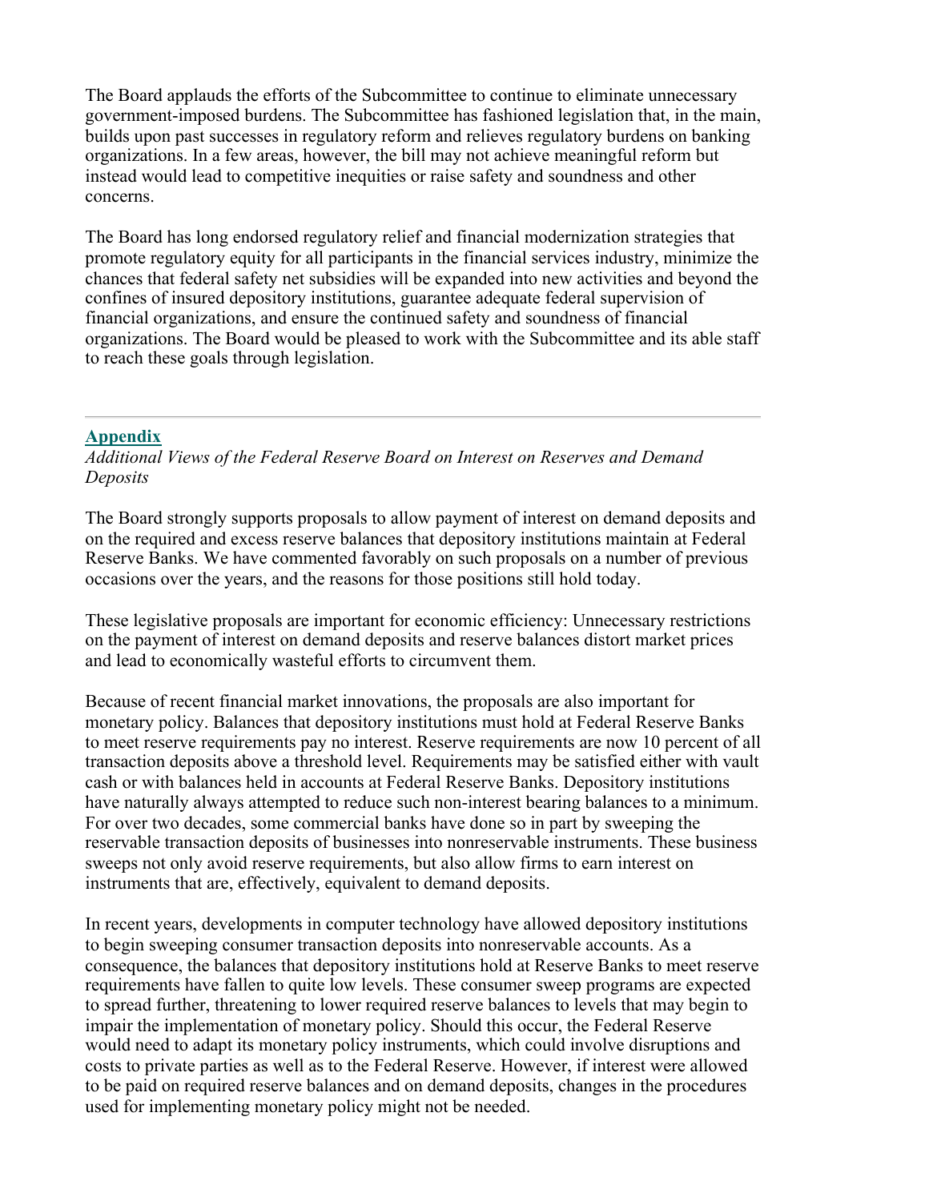The Board applauds the efforts of the Subcommittee to continue to eliminate unnecessary government-imposed burdens. The Subcommittee has fashioned legislation that, in the main, builds upon past successes in regulatory reform and relieves regulatory burdens on banking organizations. In a few areas, however, the bill may not achieve meaningful reform but instead would lead to competitive inequities or raise safety and soundness and other concerns.

The Board has long endorsed regulatory relief and financial modernization strategies that promote regulatory equity for all participants in the financial services industry, minimize the chances that federal safety net subsidies will be expanded into new activities and beyond the confines of insured depository institutions, guarantee adequate federal supervision of financial organizations, and ensure the continued safety and soundness of financial organizations. The Board would be pleased to work with the Subcommittee and its able staff to reach these goals through legislation.

---

## Appendix

*Additional Views of the Federal Reserve Board on Interest on Reserves and Demand Deposits*

The Board strongly supports proposals to allow payment of interest on demand deposits and on the required and excess reserve balances that depository institutions maintain at Federal Reserve Banks. We have commented favorably on such proposals on a number of previous occasions over the years, and the reasons for those positions still hold today.

These legislative proposals are important for economic efficiency: Unnecessary restrictions on the payment of interest on demand deposits and reserve balances distort market prices and lead to economically wasteful efforts to circumvent them.

Because of recent financial market innovations, the proposals are also important for monetary policy. Balances that depository institutions must hold at Federal Reserve Banks to meet reserve requirements pay no interest. Reserve requirements are now 10 percent of all transaction deposits above a threshold level. Requirements may be satisfied either with vault cash or with balances held in accounts at Federal Reserve Banks. Depository institutions have naturally always attempted to reduce such non-interest bearing balances to a minimum. For over two decades, some commercial banks have done so in part by sweeping the reservable transaction deposits of businesses into nonreservable instruments. These business sweeps not only avoid reserve requirements, but also allow firms to earn interest on instruments that are, effectively, equivalent to demand deposits.

In recent years, developments in computer technology have allowed depository institutions to begin sweeping consumer transaction deposits into nonreservable accounts. As a consequence, the balances that depository institutions hold at Reserve Banks to meet reserve requirements have fallen to quite low levels. These consumer sweep programs are expected to spread further, threatening to lower required reserve balances to levels that may begin to impair the implementation of monetary policy. Should this occur, the Federal Reserve would need to adapt its monetary policy instruments, which could involve disruptions and costs to private parties as well as to the Federal Reserve. However, if interest were allowed to be paid on required reserve balances and on demand deposits, changes in the procedures used for implementing monetary policy might not be needed.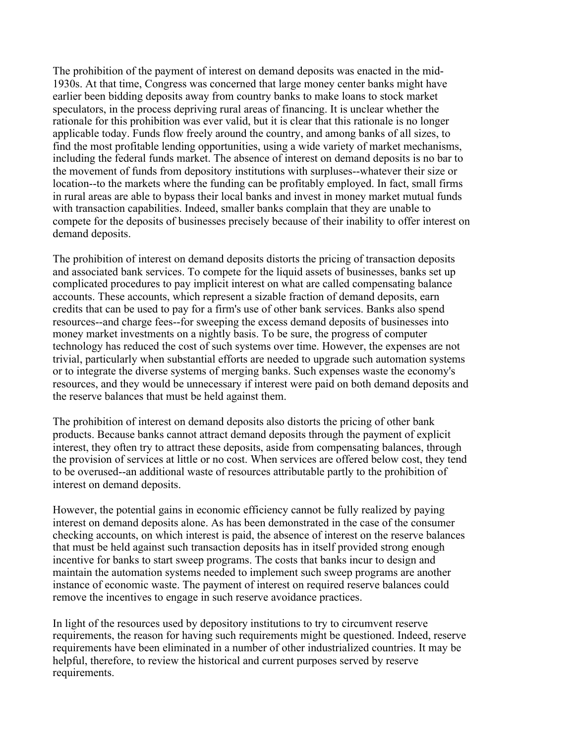The prohibition of the payment of interest on demand deposits was enacted in the mid-1930s. At that time, Congress was concerned that large money center banks might have earlier been bidding deposits away from country banks to make loans to stock market speculators, in the process depriving rural areas of financing. It is unclear whether the rationale for this prohibition was ever valid, but it is clear that this rationale is no longer applicable today. Funds flow freely around the country, and among banks of all sizes, to find the most profitable lending opportunities, using a wide variety of market mechanisms, including the federal funds market. The absence of interest on demand deposits is no bar to the movement of funds from depository institutions with surpluses--whatever their size or location--to the markets where the funding can be profitably employed. In fact, small firms in rural areas are able to bypass their local banks and invest in money market mutual funds with transaction capabilities. Indeed, smaller banks complain that they are unable to compete for the deposits of businesses precisely because of their inability to offer interest on demand deposits.

The prohibition of interest on demand deposits distorts the pricing of transaction deposits and associated bank services. To compete for the liquid assets of businesses, banks set up complicated procedures to pay implicit interest on what are called compensating balance accounts. These accounts, which represent a sizable fraction of demand deposits, earn credits that can be used to pay for a firm's use of other bank services. Banks also spend resources--and charge fees--for sweeping the excess demand deposits of businesses into money market investments on a nightly basis. To be sure, the progress of computer technology has reduced the cost of such systems over time. However, the expenses are not trivial, particularly when substantial efforts are needed to upgrade such automation systems or to integrate the diverse systems of merging banks. Such expenses waste the economy's resources, and they would be unnecessary if interest were paid on both demand deposits and the reserve balances that must be held against them.

The prohibition of interest on demand deposits also distorts the pricing of other bank products. Because banks cannot attract demand deposits through the payment of explicit interest, they often try to attract these deposits, aside from compensating balances, through the provision of services at little or no cost. When services are offered below cost, they tend to be overused--an additional waste of resources attributable partly to the prohibition of interest on demand deposits.

However, the potential gains in economic efficiency cannot be fully realized by paying interest on demand deposits alone. As has been demonstrated in the case of the consumer checking accounts, on which interest is paid, the absence of interest on the reserve balances that must be held against such transaction deposits has in itself provided strong enough incentive for banks to start sweep programs. The costs that banks incur to design and maintain the automation systems needed to implement such sweep programs are another instance of economic waste. The payment of interest on required reserve balances could remove the incentives to engage in such reserve avoidance practices.

In light of the resources used by depository institutions to try to circumvent reserve requirements, the reason for having such requirements might be questioned. Indeed, reserve requirements have been eliminated in a number of other industrialized countries. It may be helpful, therefore, to review the historical and current purposes served by reserve requirements.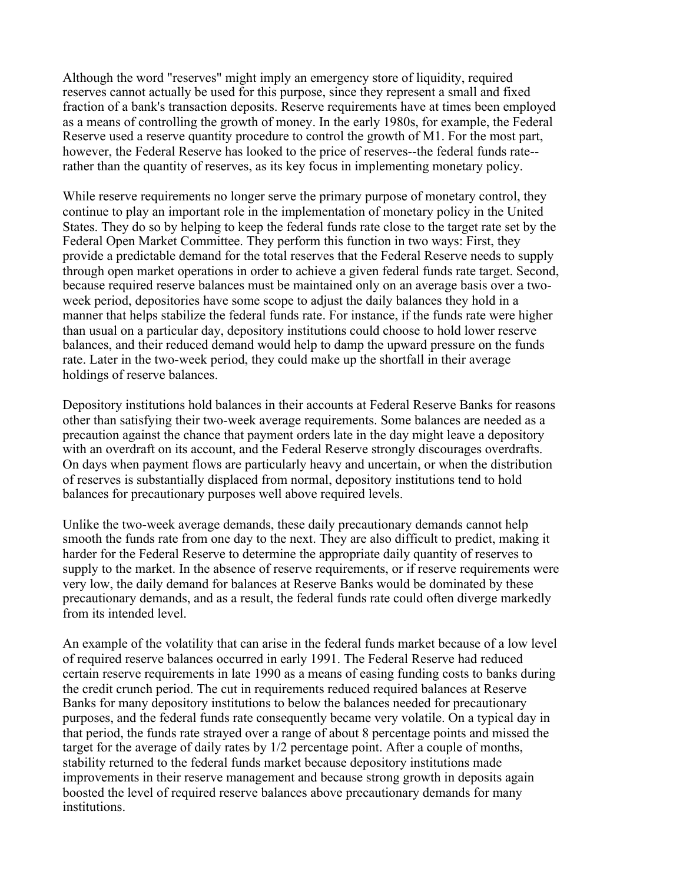Although the word "reserves" might imply an emergency store of liquidity, required reserves cannot actually be used for this purpose, since they represent a small and fixed fraction of a bank's transaction deposits. Reserve requirements have at times been employed as a means of controlling the growth of money. In the early 1980s, for example, the Federal Reserve used a reserve quantity procedure to control the growth of M1. For the most part, however, the Federal Reserve has looked to the price of reserves--the federal funds rate--rather than the quantity of reserves, as its key focus in implementing monetary policy.

While reserve requirements no longer serve the primary purpose of monetary control, they continue to play an important role in the implementation of monetary policy in the United States. They do so by helping to keep the federal funds rate close to the target rate set by the Federal Open Market Committee. They perform this function in two ways: First, they provide a predictable demand for the total reserves that the Federal Reserve needs to supply through open market operations in order to achieve a given federal funds rate target. Second, because required reserve balances must be maintained only on an average basis over a two-week period, depositories have some scope to adjust the daily balances they hold in a manner that helps stabilize the federal funds rate. For instance, if the funds rate were higher than usual on a particular day, depository institutions could choose to hold lower reserve balances, and their reduced demand would help to damp the upward pressure on the funds rate. Later in the two-week period, they could make up the shortfall in their average holdings of reserve balances.

Depository institutions hold balances in their accounts at Federal Reserve Banks for reasons other than satisfying their two-week average requirements. Some balances are needed as a precaution against the chance that payment orders late in the day might leave a depository with an overdraft on its account, and the Federal Reserve strongly discourages overdrafts. On days when payment flows are particularly heavy and uncertain, or when the distribution of reserves is substantially displaced from normal, depository institutions tend to hold balances for precautionary purposes well above required levels.

Unlike the two-week average demands, these daily precautionary demands cannot help smooth the funds rate from one day to the next. They are also difficult to predict, making it harder for the Federal Reserve to determine the appropriate daily quantity of reserves to supply to the market. In the absence of reserve requirements, or if reserve requirements were very low, the daily demand for balances at Reserve Banks would be dominated by these precautionary demands, and as a result, the federal funds rate could often diverge markedly from its intended level.

An example of the volatility that can arise in the federal funds market because of a low level of required reserve balances occurred in early 1991. The Federal Reserve had reduced certain reserve requirements in late 1990 as a means of easing funding costs to banks during the credit crunch period. The cut in requirements reduced required balances at Reserve Banks for many depository institutions to below the balances needed for precautionary purposes, and the federal funds rate consequently became very volatile. On a typical day in that period, the funds rate strayed over a range of about 8 percentage points and missed the target for the average of daily rates by 1/2 percentage point. After a couple of months, stability returned to the federal funds market because depository institutions made improvements in their reserve management and because strong growth in deposits again boosted the level of required reserve balances above precautionary demands for many institutions.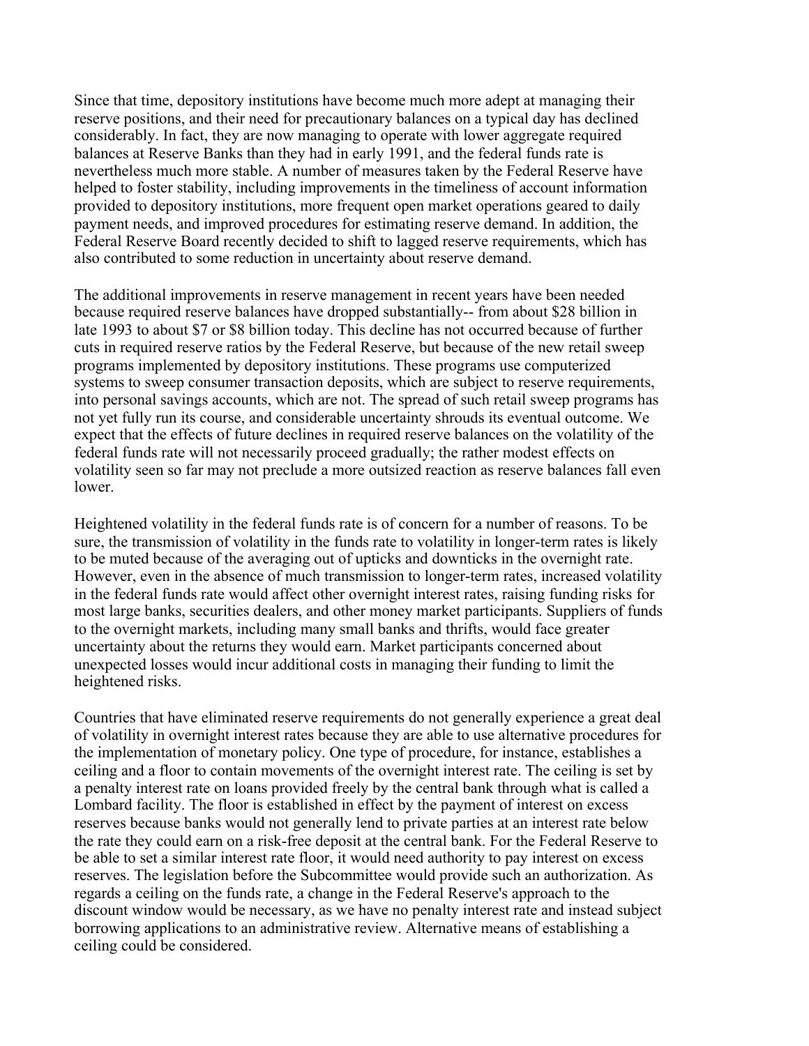Since that time, depository institutions have become much more adept at managing their reserve positions, and their need for precautionary balances on a typical day has declined considerably. In fact, they are now managing to operate with lower aggregate required balances at Reserve Banks than they had in early 1991, and the federal funds rate is nevertheless much more stable. A number of measures taken by the Federal Reserve have helped to foster stability, including improvements in the timeliness of account information provided to depository institutions, more frequent open market operations geared to daily payment needs, and improved procedures for estimating reserve demand. In addition, the Federal Reserve Board recently decided to shift to lagged reserve requirements, which has also contributed to some reduction in uncertainty about reserve demand.

The additional improvements in reserve management in recent years have been needed because required reserve balances have dropped substantially-- from about $28 billion in late 1993 to about $7 or $8 billion today. This decline has not occurred because of further cuts in required reserve ratios by the Federal Reserve, but because of the new retail sweep programs implemented by depository institutions. These programs use computerized systems to sweep consumer transaction deposits, which are subject to reserve requirements, into personal savings accounts, which are not. The spread of such retail sweep programs has not yet fully run its course, and considerable uncertainty shrouds its eventual outcome. We expect that the effects of future declines in required reserve balances on the volatility of the federal funds rate will not necessarily proceed gradually; the rather modest effects on volatility seen so far may not preclude a more outsized reaction as reserve balances fall even lower.

Heightened volatility in the federal funds rate is of concern for a number of reasons. To be sure, the transmission of volatility in the funds rate to volatility in longer-term rates is likely to be muted because of the averaging out of upticks and downticks in the overnight rate. However, even in the absence of much transmission to longer-term rates, increased volatility in the federal funds rate would affect other overnight interest rates, raising funding risks for most large banks, securities dealers, and other money market participants. Suppliers of funds to the overnight markets, including many small banks and thrifts, would face greater uncertainty about the returns they would earn. Market participants concerned about unexpected losses would incur additional costs in managing their funding to limit the heightened risks.

Countries that have eliminated reserve requirements do not generally experience a great deal of volatility in overnight interest rates because they are able to use alternative procedures for the implementation of monetary policy. One type of procedure, for instance, establishes a ceiling and a floor to contain movements of the overnight interest rate. The ceiling is set by a penalty interest rate on loans provided freely by the central bank through what is called a Lombard facility. The floor is established in effect by the payment of interest on excess reserves because banks would not generally lend to private parties at an interest rate below the rate they could earn on a risk-free deposit at the central bank. For the Federal Reserve to be able to set a similar interest rate floor, it would need authority to pay interest on excess reserves. The legislation before the Subcommittee would provide such an authorization. As regards a ceiling on the funds rate, a change in the Federal Reserve's approach to the discount window would be necessary, as we have no penalty interest rate and instead subject borrowing applications to an administrative review. Alternative means of establishing a ceiling could be considered.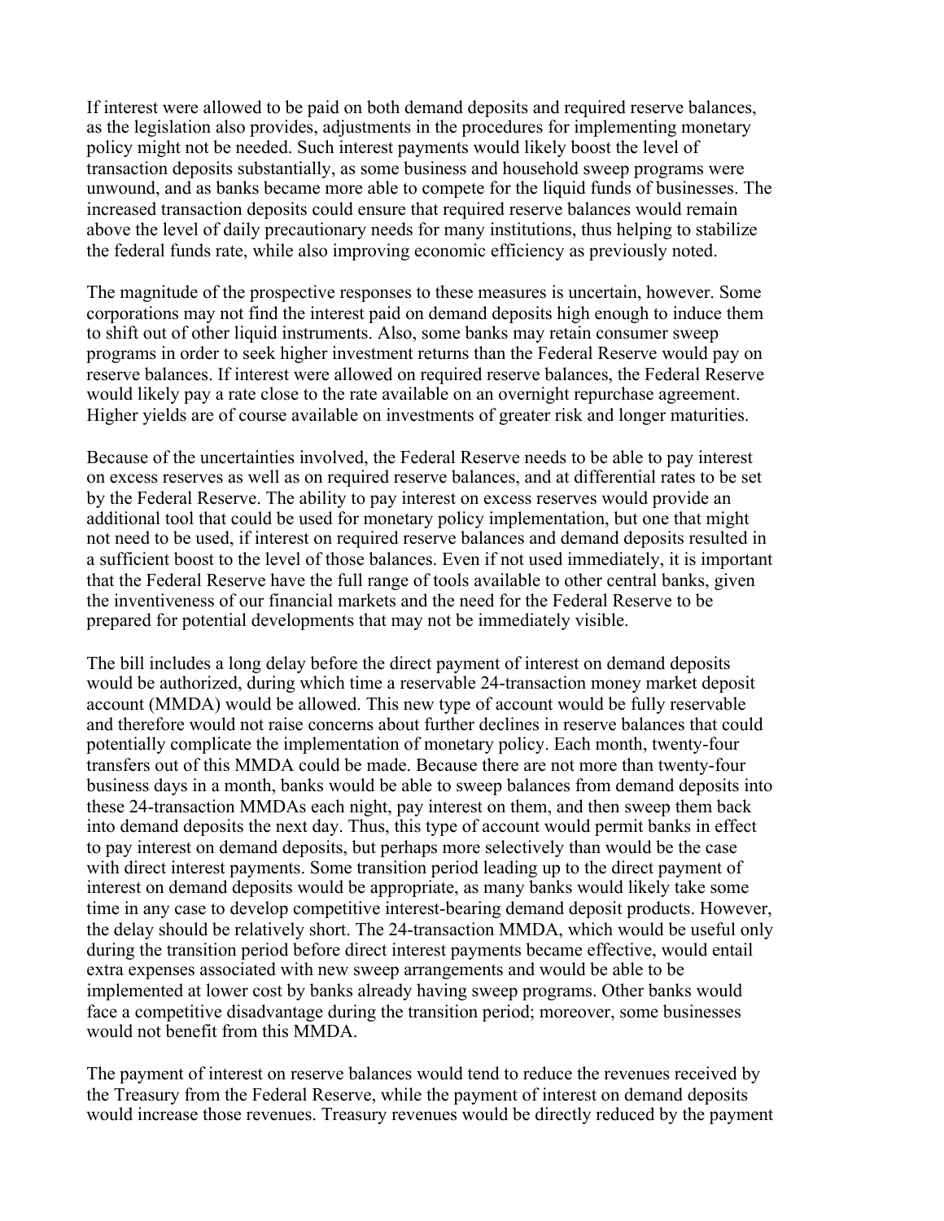If interest were allowed to be paid on both demand deposits and required reserve balances, as the legislation also provides, adjustments in the procedures for implementing monetary policy might not be needed. Such interest payments would likely boost the level of transaction deposits substantially, as some business and household sweep programs were unwound, and as banks became more able to compete for the liquid funds of businesses. The increased transaction deposits could ensure that required reserve balances would remain above the level of daily precautionary needs for many institutions, thus helping to stabilize the federal funds rate, while also improving economic efficiency as previously noted.

The magnitude of the prospective responses to these measures is uncertain, however. Some corporations may not find the interest paid on demand deposits high enough to induce them to shift out of other liquid instruments. Also, some banks may retain consumer sweep programs in order to seek higher investment returns than the Federal Reserve would pay on reserve balances. If interest were allowed on required reserve balances, the Federal Reserve would likely pay a rate close to the rate available on an overnight repurchase agreement. Higher yields are of course available on investments of greater risk and longer maturities.

Because of the uncertainties involved, the Federal Reserve needs to be able to pay interest on excess reserves as well as on required reserve balances, and at differential rates to be set by the Federal Reserve. The ability to pay interest on excess reserves would provide an additional tool that could be used for monetary policy implementation, but one that might not need to be used, if interest on required reserve balances and demand deposits resulted in a sufficient boost to the level of those balances. Even if not used immediately, it is important that the Federal Reserve have the full range of tools available to other central banks, given the inventiveness of our financial markets and the need for the Federal Reserve to be prepared for potential developments that may not be immediately visible.

The bill includes a long delay before the direct payment of interest on demand deposits would be authorized, during which time a reservable 24-transaction money market deposit account (MMDA) would be allowed. This new type of account would be fully reservable and therefore would not raise concerns about further declines in reserve balances that could potentially complicate the implementation of monetary policy. Each month, twenty-four transfers out of this MMDA could be made. Because there are not more than twenty-four business days in a month, banks would be able to sweep balances from demand deposits into these 24-transaction MMDAs each night, pay interest on them, and then sweep them back into demand deposits the next day. Thus, this type of account would permit banks in effect to pay interest on demand deposits, but perhaps more selectively than would be the case with direct interest payments. Some transition period leading up to the direct payment of interest on demand deposits would be appropriate, as many banks would likely take some time in any case to develop competitive interest-bearing demand deposit products. However, the delay should be relatively short. The 24-transaction MMDA, which would be useful only during the transition period before direct interest payments became effective, would entail extra expenses associated with new sweep arrangements and would be able to be implemented at lower cost by banks already having sweep programs. Other banks would face a competitive disadvantage during the transition period; moreover, some businesses would not benefit from this MMDA.

The payment of interest on reserve balances would tend to reduce the revenues received by the Treasury from the Federal Reserve, while the payment of interest on demand deposits would increase those revenues. Treasury revenues would be directly reduced by the payment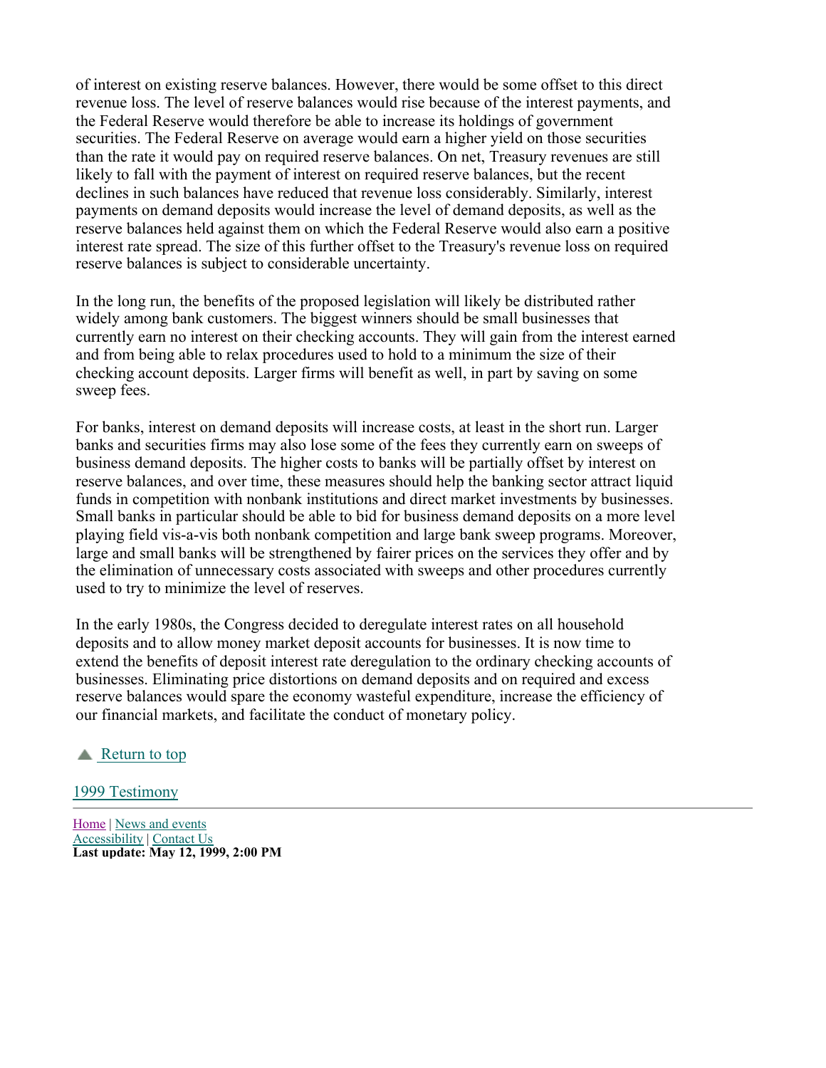of interest on existing reserve balances. However, there would be some offset to this direct revenue loss. The level of reserve balances would rise because of the interest payments, and the Federal Reserve would therefore be able to increase its holdings of government securities. The Federal Reserve on average would earn a higher yield on those securities than the rate it would pay on required reserve balances. On net, Treasury revenues are still likely to fall with the payment of interest on required reserve balances, but the recent declines in such balances have reduced that revenue loss considerably. Similarly, interest payments on demand deposits would increase the level of demand deposits, as well as the reserve balances held against them on which the Federal Reserve would also earn a positive interest rate spread. The size of this further offset to the Treasury's revenue loss on required reserve balances is subject to considerable uncertainty.

In the long run, the benefits of the proposed legislation will likely be distributed rather widely among bank customers. The biggest winners should be small businesses that currently earn no interest on their checking accounts. They will gain from the interest earned and from being able to relax procedures used to hold to a minimum the size of their checking account deposits. Larger firms will benefit as well, in part by saving on some sweep fees.

For banks, interest on demand deposits will increase costs, at least in the short run. Larger banks and securities firms may also lose some of the fees they currently earn on sweeps of business demand deposits. The higher costs to banks will be partially offset by interest on reserve balances, and over time, these measures should help the banking sector attract liquid funds in competition with nonbank institutions and direct market investments by businesses. Small banks in particular should be able to bid for business demand deposits on a more level playing field vis-a-vis both nonbank competition and large bank sweep programs. Moreover, large and small banks will be strengthened by fairer prices on the services they offer and by the elimination of unnecessary costs associated with sweeps and other procedures currently used to try to minimize the level of reserves.

In the early 1980s, the Congress decided to deregulate interest rates on all household deposits and to allow money market deposit accounts for businesses. It is now time to extend the benefits of deposit interest rate deregulation to the ordinary checking accounts of businesses. Eliminating price distortions on demand deposits and on required and excess reserve balances would spare the economy wasteful expenditure, increase the efficiency of our financial markets, and facilitate the conduct of monetary policy.

▲ Return to top

1999 Testimony

---

Home | News and events
Accessibility | Contact Us
**Last update: May 12, 1999, 2:00 PM**